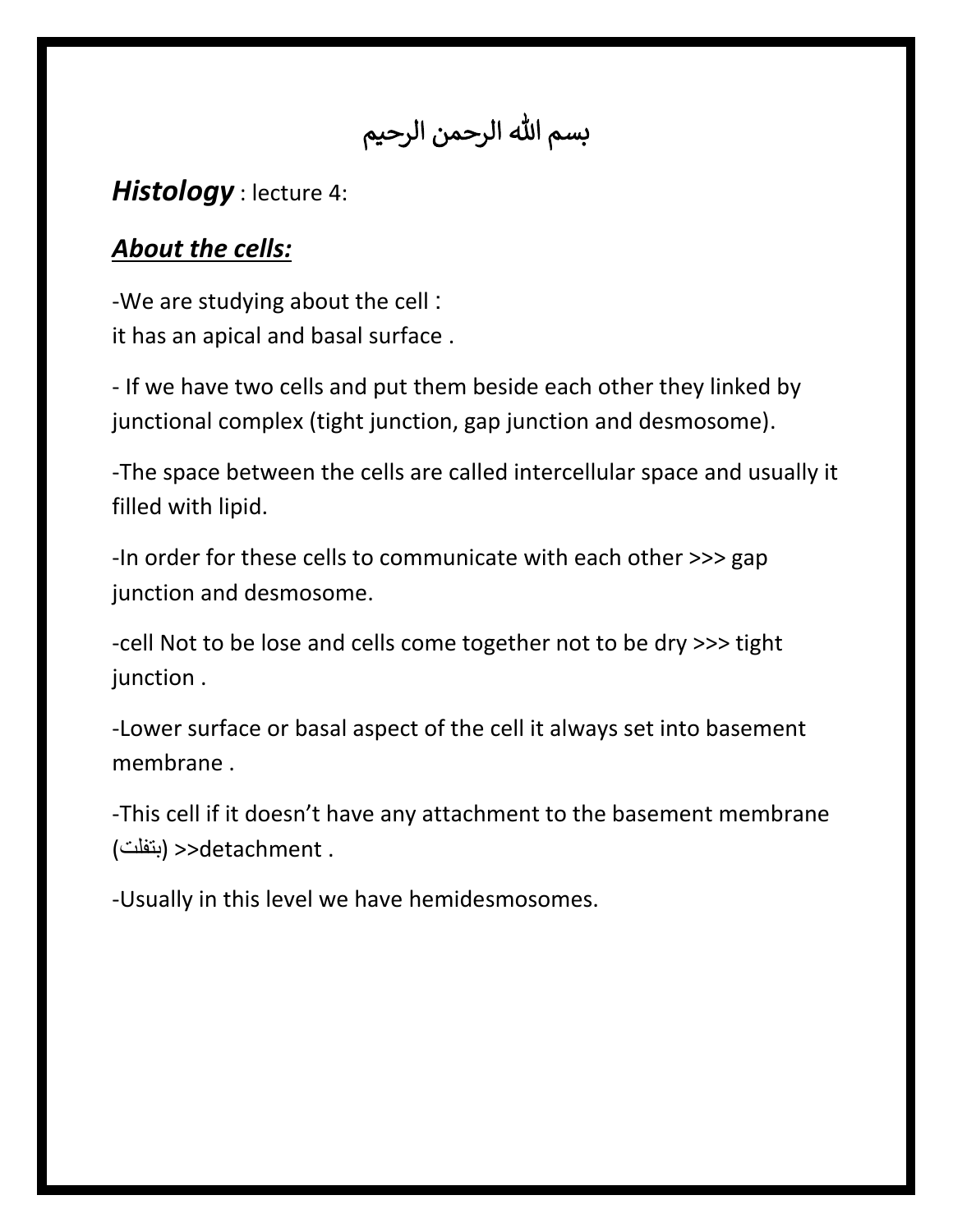بسم الله الرحمن الرحيم

***Histology*** : lecture 4:

## ***About the cells:***

-We are studying about the cell :
it has an apical and basal surface .

- If we have two cells and put them beside each other they linked by junctional complex (tight junction, gap junction and desmosome).

-The space between the cells are called intercellular space and usually it filled with lipid.

-In order for these cells to communicate with each other >>> gap junction and desmosome.

-cell Not to be lose and cells come together not to be dry >>> tight junction .

-Lower surface or basal aspect of the cell it always set into basement membrane .

-This cell if it doesn't have any attachment to the basement membrane (بتفلت) >>detachment .

-Usually in this level we have hemidesmosomes.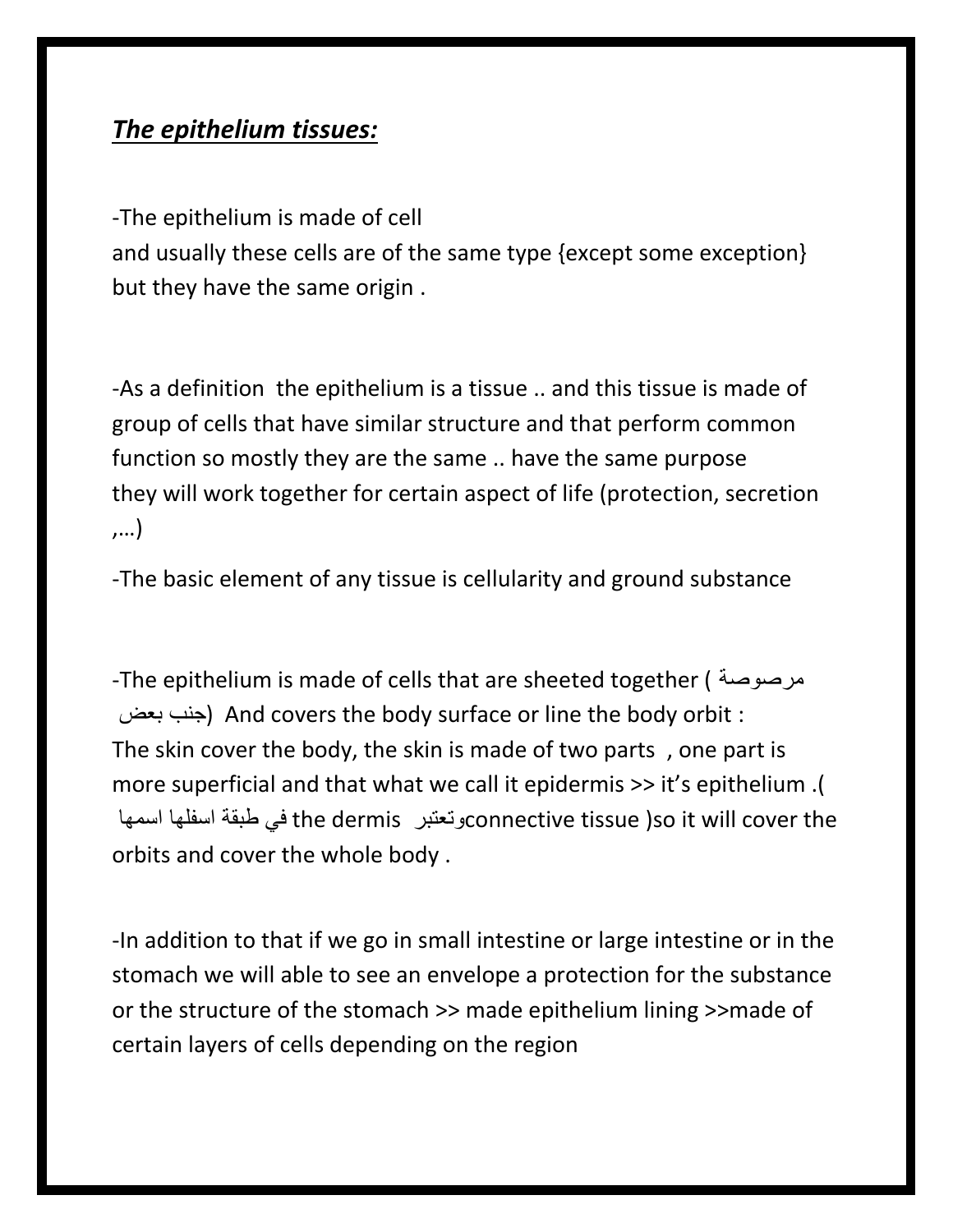## ***The epithelium tissues:***

-The epithelium is made of cell
and usually these cells are of the same type {except some exception} but they have the same origin .

-As a definition the epithelium is a tissue .. and this tissue is made of group of cells that have similar structure and that perform common function so mostly they are the same .. have the same purpose they will work together for certain aspect of life (protection, secretion ,…)

-The basic element of any tissue is cellularity and ground substance

-The epithelium is made of cells that are sheeted together ( مرصوصة جنب بعض) And covers the body surface or line the body orbit :
The skin cover the body, the skin is made of two parts , one part is more superficial and that what we call it epidermis >> it's epithelium .( في طبقة اسفلها اسمها the dermis وتعتبر connective tissue )so it will cover the orbits and cover the whole body .

-In addition to that if we go in small intestine or large intestine or in the stomach we will able to see an envelope a protection for the substance or the structure of the stomach >> made epithelium lining >>made of certain layers of cells depending on the region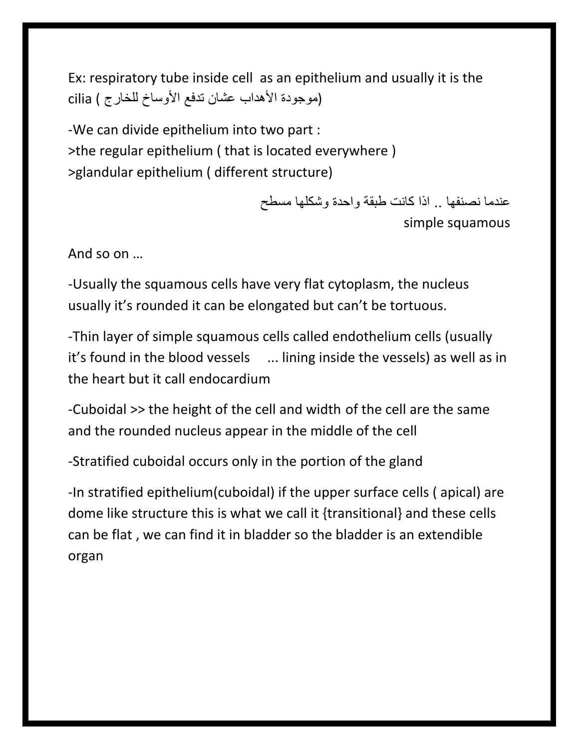Ex: respiratory tube inside cell  as an epithelium and usually it is the cilia (موجودة الأهداب عشان تدفع الأوساخ للخارج)

-We can divide epithelium into two part :
>the regular epithelium ( that is located everywhere )
>glandular epithelium ( different structure)

عندما نصنفها .. اذا كانت طبقة واحدة وشكلها مسطح
simple squamous

And so on …

-Usually the squamous cells have very flat cytoplasm, the nucleus usually it's rounded it can be elongated but can't be tortuous.

-Thin layer of simple squamous cells called endothelium cells (usually it's found in the blood vessels     ... lining inside the vessels) as well as in the heart but it call endocardium

-Cuboidal >> the height of the cell and width of the cell are the same and the rounded nucleus appear in the middle of the cell

-Stratified cuboidal occurs only in the portion of the gland

-In stratified epithelium(cuboidal) if the upper surface cells ( apical) are dome like structure this is what we call it {transitional} and these cells can be flat , we can find it in bladder so the bladder is an extendible organ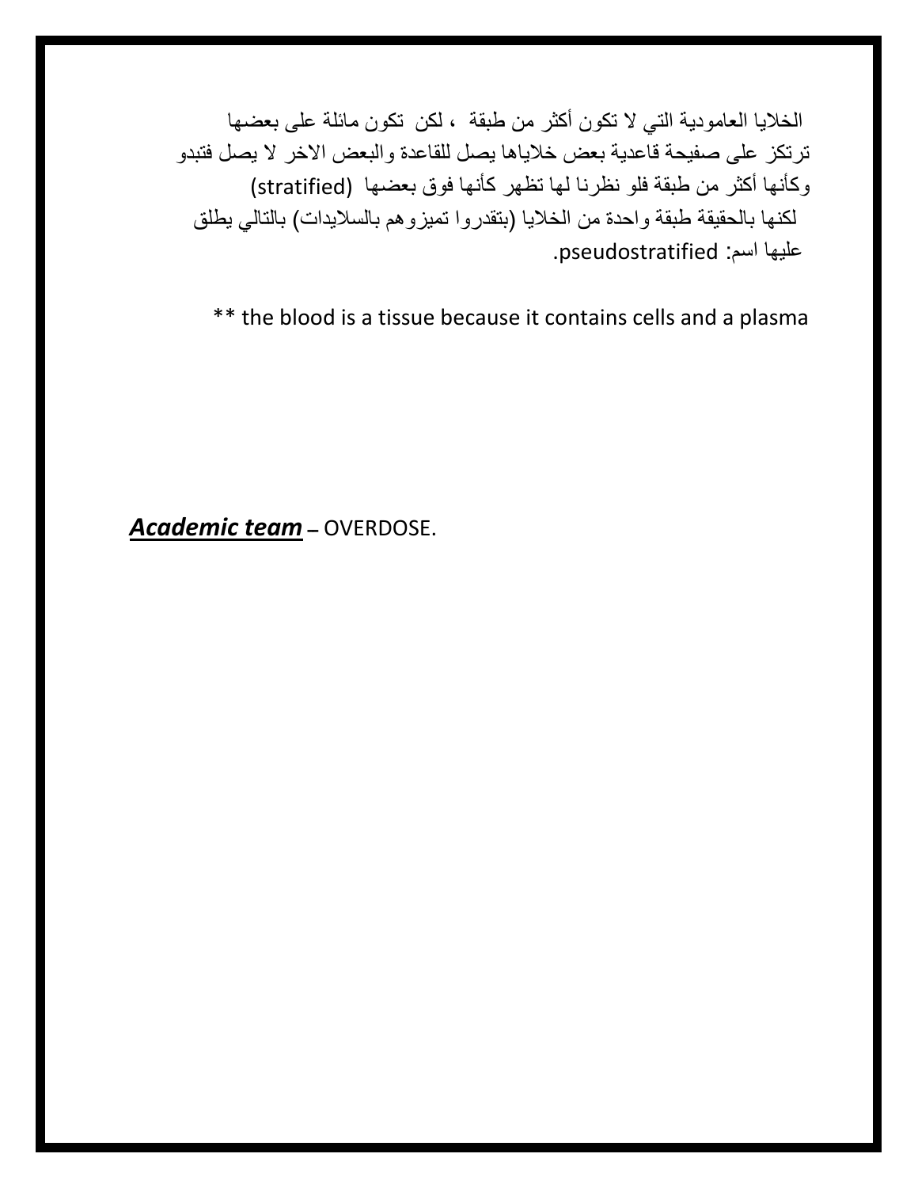الخلايا العامودية التي لا تكون أكثر من طبقة ، لكن تكون مائلة على بعضها ترتكز على صفيحة قاعدية بعض خلاياها يصل للقاعدة والبعض الاخر لا يصل فتبدو وكأنها أكثر من طبقة فلو نظرنا لها تظهر كأنها فوق بعضها (stratified) لكنها بالحقيقة طبقة واحدة من الخلايا (بتقدروا تميزوهم بالسلايدات) بالتالي يطلق عليها اسم: pseudostratified.

** the blood is a tissue because it contains cells and a plasma

***<u>Academic team</u>*** – OVERDOSE.